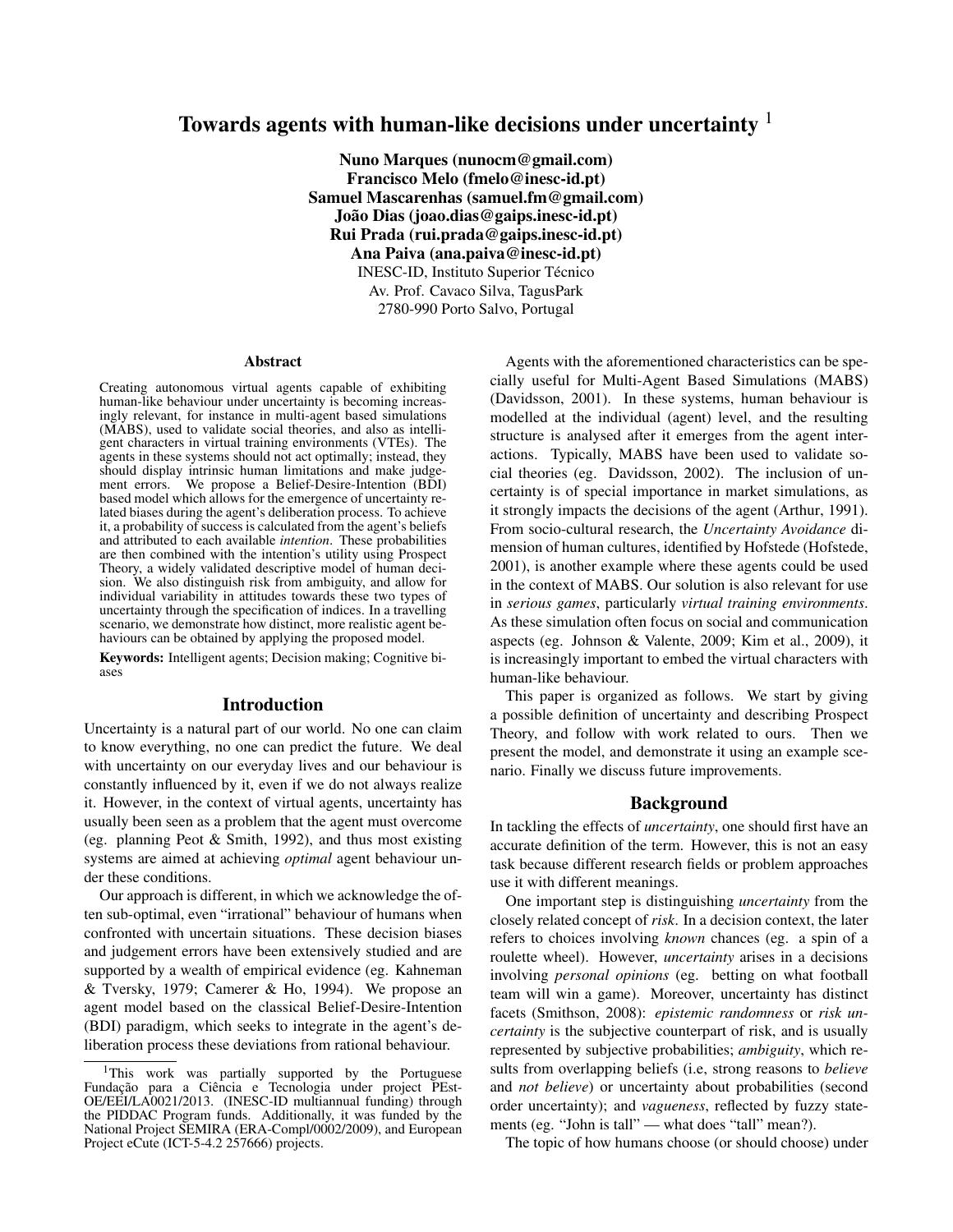# Towards agents with human-like decisions under uncertainty [1]

**Nuno Marques (nunocm@gmail.com)**
**Francisco Melo (fmelo@inesc-id.pt)**
**Samuel Mascarenhas (samuel.fm@gmail.com)**
**João Dias (joao.dias@gaips.inesc-id.pt)**
**Rui Prada (rui.prada@gaips.inesc-id.pt)**
**Ana Paiva (ana.paiva@inesc-id.pt)**
INESC-ID, Instituto Superior Técnico
Av. Prof. Cavaco Silva, TagusPark
2780-990 Porto Salvo, Portugal

## Abstract

Creating autonomous virtual agents capable of exhibiting human-like behaviour under uncertainty is becoming increasingly relevant, for instance in multi-agent based simulations (MABS), used to validate social theories, and also as intelligent characters in virtual training environments (VTEs). The agents in these systems should not act optimally; instead, they should display intrinsic human limitations and make judgement errors. We propose a Belief-Desire-Intention (BDI) based model which allows for the emergence of uncertainty related biases during the agent's deliberation process. To achieve it, a probability of success is calculated from the agent's beliefs and attributed to each available *intention*. These probabilities are then combined with the intention's utility using Prospect Theory, a widely validated descriptive model of human decision. We also distinguish risk from ambiguity, and allow for individual variability in attitudes towards these two types of uncertainty through the specification of indices. In a travelling scenario, we demonstrate how distinct, more realistic agent behaviours can be obtained by applying the proposed model.

**Keywords:** Intelligent agents; Decision making; Cognitive biases

## Introduction

Uncertainty is a natural part of our world. No one can claim to know everything, no one can predict the future. We deal with uncertainty on our everyday lives and our behaviour is constantly influenced by it, even if we do not always realize it. However, in the context of virtual agents, uncertainty has usually been seen as a problem that the agent must overcome (eg. planning Peot & Smith, 1992), and thus most existing systems are aimed at achieving *optimal* agent behaviour under these conditions.

Our approach is different, in which we acknowledge the often sub-optimal, even "irrational" behaviour of humans when confronted with uncertain situations. These decision biases and judgement errors have been extensively studied and are supported by a wealth of empirical evidence (eg. Kahneman & Tversky, 1979; Camerer & Ho, 1994). We propose an agent model based on the classical Belief-Desire-Intention (BDI) paradigm, which seeks to integrate in the agent's deliberation process these deviations from rational behaviour.

Agents with the aforementioned characteristics can be specially useful for Multi-Agent Based Simulations (MABS) (Davidsson, 2001). In these systems, human behaviour is modelled at the individual (agent) level, and the resulting structure is analysed after it emerges from the agent interactions. Typically, MABS have been used to validate social theories (eg. Davidsson, 2002). The inclusion of uncertainty is of special importance in market simulations, as it strongly impacts the decisions of the agent (Arthur, 1991). From socio-cultural research, the *Uncertainty Avoidance* dimension of human cultures, identified by Hofstede (Hofstede, 2001), is another example where these agents could be used in the context of MABS. Our solution is also relevant for use in *serious games*, particularly *virtual training environments*. As these simulation often focus on social and communication aspects (eg. Johnson & Valente, 2009; Kim et al., 2009), it is increasingly important to embed the virtual characters with human-like behaviour.

This paper is organized as follows. We start by giving a possible definition of uncertainty and describing Prospect Theory, and follow with work related to ours. Then we present the model, and demonstrate it using an example scenario. Finally we discuss future improvements.

## Background

In tackling the effects of *uncertainty*, one should first have an accurate definition of the term. However, this is not an easy task because different research fields or problem approaches use it with different meanings.

One important step is distinguishing *uncertainty* from the closely related concept of *risk*. In a decision context, the later refers to choices involving *known* chances (eg. a spin of a roulette wheel). However, *uncertainty* arises in a decisions involving *personal opinions* (eg. betting on what football team will win a game). Moreover, uncertainty has distinct facets (Smithson, 2008): *epistemic randomness* or *risk uncertainty* is the subjective counterpart of risk, and is usually represented by subjective probabilities; *ambiguity*, which results from overlapping beliefs (i.e, strong reasons to *believe* and *not believe*) or uncertainty about probabilities (second order uncertainty); and *vagueness*, reflected by fuzzy statements (eg. "John is tall" — what does "tall" mean?).

The topic of how humans choose (or should choose) under

[1] This work was partially supported by the Portuguese Fundação para a Ciência e Tecnologia under project PEst-OE/EEI/LA0021/2013. (INESC-ID multiannual funding) through the PIDDAC Program funds. Additionally, it was funded by the National Project SEMIRA (ERA-Compl/0002/2009), and European Project eCute (ICT-5-4.2 257666) projects.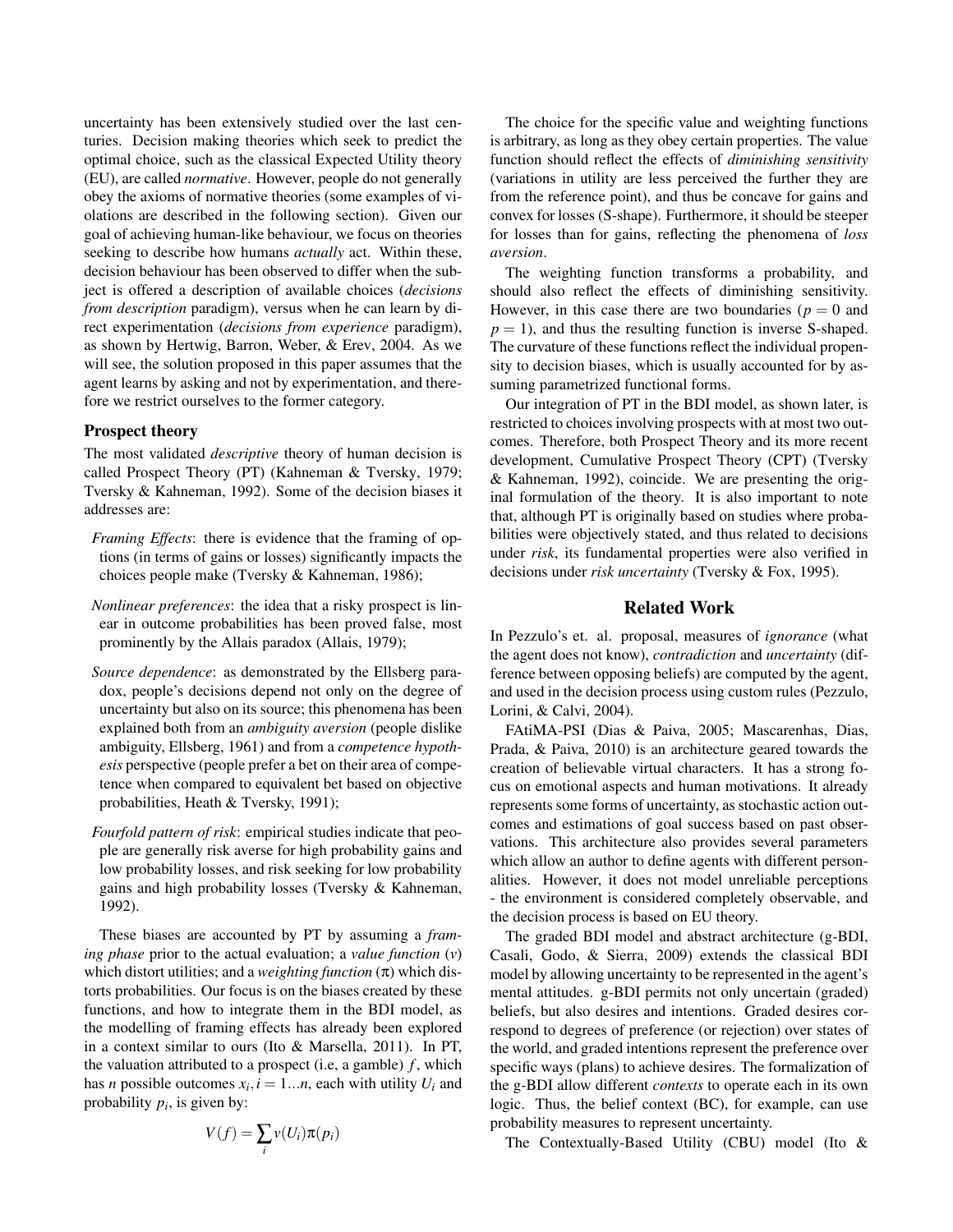uncertainty has been extensively studied over the last centuries. Decision making theories which seek to predict the optimal choice, such as the classical Expected Utility theory (EU), are called *normative*. However, people do not generally obey the axioms of normative theories (some examples of violations are described in the following section). Given our goal of achieving human-like behaviour, we focus on theories seeking to describe how humans *actually* act. Within these, decision behaviour has been observed to differ when the subject is offered a description of available choices (*decisions from description* paradigm), versus when he can learn by direct experimentation (*decisions from experience* paradigm), as shown by Hertwig, Barron, Weber, & Erev, 2004. As we will see, the solution proposed in this paper assumes that the agent learns by asking and not by experimentation, and therefore we restrict ourselves to the former category.

### Prospect theory

The most validated *descriptive* theory of human decision is called Prospect Theory (PT) (Kahneman & Tversky, 1979; Tversky & Kahneman, 1992). Some of the decision biases it addresses are:

- *Framing Effects*: there is evidence that the framing of options (in terms of gains or losses) significantly impacts the choices people make (Tversky & Kahneman, 1986);
- *Nonlinear preferences*: the idea that a risky prospect is linear in outcome probabilities has been proved false, most prominently by the Allais paradox (Allais, 1979);
- *Source dependence*: as demonstrated by the Ellsberg paradox, people's decisions depend not only on the degree of uncertainty but also on its source; this phenomena has been explained both from an *ambiguity aversion* (people dislike ambiguity, Ellsberg, 1961) and from a *competence hypothesis* perspective (people prefer a bet on their area of competence when compared to equivalent bet based on objective probabilities, Heath & Tversky, 1991);
- *Fourfold pattern of risk*: empirical studies indicate that people are generally risk averse for high probability gains and low probability losses, and risk seeking for low probability gains and high probability losses (Tversky & Kahneman, 1992).

These biases are accounted by PT by assuming a *framing phase* prior to the actual evaluation; a *value function* ($v$) which distort utilities; and a *weighting function* ($\pi$) which distorts probabilities. Our focus is on the biases created by these functions, and how to integrate them in the BDI model, as the modelling of framing effects has already been explored in a context similar to ours (Ito & Marsella, 2011). In PT, the valuation attributed to a prospect (i.e, a gamble) $f$, which has $n$ possible outcomes $x_i, i = 1...n$, each with utility $U_i$ and probability $p_i$, is given by:

$$V(f) = \sum_i v(U_i)\pi(p_i)$$

The choice for the specific value and weighting functions is arbitrary, as long as they obey certain properties. The value function should reflect the effects of *diminishing sensitivity* (variations in utility are less perceived the further they are from the reference point), and thus be concave for gains and convex for losses (S-shape). Furthermore, it should be steeper for losses than for gains, reflecting the phenomena of *loss aversion*.

The weighting function transforms a probability, and should also reflect the effects of diminishing sensitivity. However, in this case there are two boundaries ($p = 0$ and $p = 1$), and thus the resulting function is inverse S-shaped. The curvature of these functions reflect the individual propensity to decision biases, which is usually accounted for by assuming parametrized functional forms.

Our integration of PT in the BDI model, as shown later, is restricted to choices involving prospects with at most two outcomes. Therefore, both Prospect Theory and its more recent development, Cumulative Prospect Theory (CPT) (Tversky & Kahneman, 1992), coincide. We are presenting the original formulation of the theory. It is also important to note that, although PT is originally based on studies where probabilities were objectively stated, and thus related to decisions under *risk*, its fundamental properties are also verified in decisions under *risk uncertainty* (Tversky & Fox, 1995).

## Related Work

In Pezzulo's et. al. proposal, measures of *ignorance* (what the agent does not know), *contradiction* and *uncertainty* (difference between opposing beliefs) are computed by the agent, and used in the decision process using custom rules (Pezzulo, Lorini, & Calvi, 2004).

FAtiMA-PSI (Dias & Paiva, 2005; Mascarenhas, Dias, Prada, & Paiva, 2010) is an architecture geared towards the creation of believable virtual characters. It has a strong focus on emotional aspects and human motivations. It already represents some forms of uncertainty, as stochastic action outcomes and estimations of goal success based on past observations. This architecture also provides several parameters which allow an author to define agents with different personalities. However, it does not model unreliable perceptions - the environment is considered completely observable, and the decision process is based on EU theory.

The graded BDI model and abstract architecture (g-BDI, Casali, Godo, & Sierra, 2009) extends the classical BDI model by allowing uncertainty to be represented in the agent's mental attitudes. g-BDI permits not only uncertain (graded) beliefs, but also desires and intentions. Graded desires correspond to degrees of preference (or rejection) over states of the world, and graded intentions represent the preference over specific ways (plans) to achieve desires. The formalization of the g-BDI allow different *contexts* to operate each in its own logic. Thus, the belief context (BC), for example, can use probability measures to represent uncertainty.

The Contextually-Based Utility (CBU) model (Ito &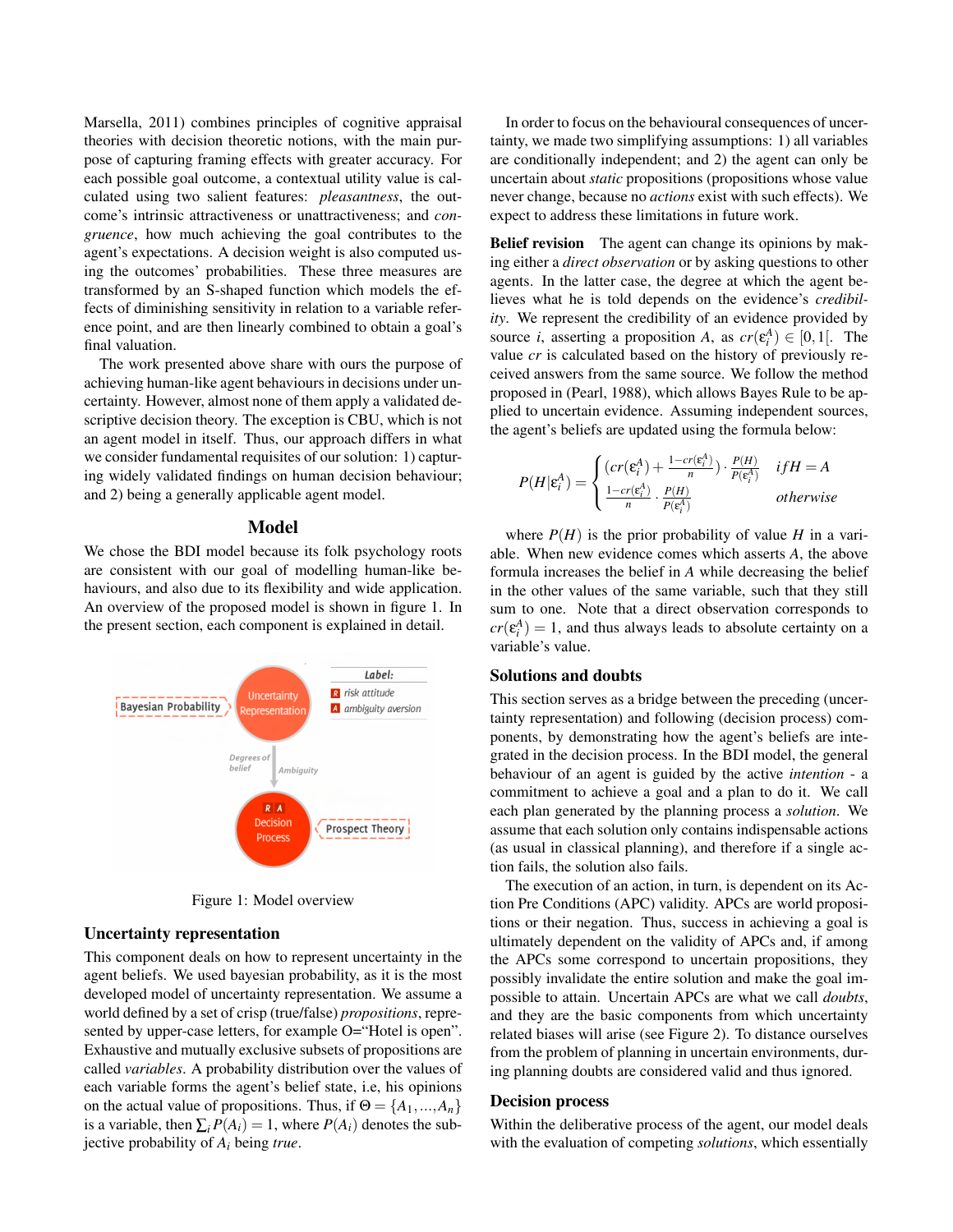Marsella, 2011) combines principles of cognitive appraisal theories with decision theoretic notions, with the main purpose of capturing framing effects with greater accuracy. For each possible goal outcome, a contextual utility value is calculated using two salient features: *pleasantness*, the outcome's intrinsic attractiveness or unattractiveness; and *congruence*, how much achieving the goal contributes to the agent's expectations. A decision weight is also computed using the outcomes' probabilities. These three measures are transformed by an S-shaped function which models the effects of diminishing sensitivity in relation to a variable reference point, and are then linearly combined to obtain a goal's final valuation.

The work presented above share with ours the purpose of achieving human-like agent behaviours in decisions under uncertainty. However, almost none of them apply a validated descriptive decision theory. The exception is CBU, which is not an agent model in itself. Thus, our approach differs in what we consider fundamental requisites of our solution: 1) capturing widely validated findings on human decision behaviour; and 2) being a generally applicable agent model.

## Model

We chose the BDI model because its folk psychology roots are consistent with our goal of modelling human-like behaviours, and also due to its flexibility and wide application. An overview of the proposed model is shown in figure 1. In the present section, each component is explained in detail.

Label:
R risk attitude
A ambiguity aversion
Bayesian Probability
Uncertainty Representation
Degrees of belief
Ambiguity
R A
Decision Process
Prospect Theory

Figure 1: Model overview

### Uncertainty representation

This component deals on how to represent uncertainty in the agent beliefs. We used bayesian probability, as it is the most developed model of uncertainty representation. We assume a world defined by a set of crisp (true/false) *propositions*, represented by upper-case letters, for example O="Hotel is open". Exhaustive and mutually exclusive subsets of propositions are called *variables*. A probability distribution over the values of each variable forms the agent's belief state, i.e, his opinions on the actual value of propositions. Thus, if $\Theta = \{A_1, ..., A_n\}$ is a variable, then $\sum_i P(A_i) = 1$, where $P(A_i)$ denotes the subjective probability of $A_i$ being *true*.

In order to focus on the behavioural consequences of uncertainty, we made two simplifying assumptions: 1) all variables are conditionally independent; and 2) the agent can only be uncertain about *static* propositions (propositions whose value never change, because no *actions* exist with such effects). We expect to address these limitations in future work.

**Belief revision** The agent can change its opinions by making either a *direct observation* or by asking questions to other agents. In the latter case, the degree at which the agent believes what he is told depends on the evidence's *credibility*. We represent the credibility of an evidence provided by source $i$, asserting a proposition $A$, as $cr(\varepsilon_i^A) \in [0, 1[$. The value $cr$ is calculated based on the history of previously received answers from the same source. We follow the method proposed in (Pearl, 1988), which allows Bayes Rule to be applied to uncertain evidence. Assuming independent sources, the agent's beliefs are updated using the formula below:

$$P(H|\varepsilon_i^A) = \begin{cases} \left(cr(\varepsilon_i^A) + \frac{1-cr(\varepsilon_i^A)}{n}\right) \cdot \frac{P(H)}{P(\varepsilon_i^A)} & if H = A \\ \frac{1-cr(\varepsilon_i^A)}{n} \cdot \frac{P(H)}{P(\varepsilon_i^A)} & otherwise \end{cases}$$

where $P(H)$ is the prior probability of value $H$ in a variable. When new evidence comes which asserts $A$, the above formula increases the belief in $A$ while decreasing the belief in the other values of the same variable, such that they still sum to one. Note that a direct observation corresponds to $cr(\varepsilon_i^A) = 1$, and thus always leads to absolute certainty on a variable's value.

### Solutions and doubts

This section serves as a bridge between the preceding (uncertainty representation) and following (decision process) components, by demonstrating how the agent's beliefs are integrated in the decision process. In the BDI model, the general behaviour of an agent is guided by the active *intention* - a commitment to achieve a goal and a plan to do it. We call each plan generated by the planning process a *solution*. We assume that each solution only contains indispensable actions (as usual in classical planning), and therefore if a single action fails, the solution also fails.

The execution of an action, in turn, is dependent on its Action Pre Conditions (APC) validity. APCs are world propositions or their negation. Thus, success in achieving a goal is ultimately dependent on the validity of APCs and, if among the APCs some correspond to uncertain propositions, they possibly invalidate the entire solution and make the goal impossible to attain. Uncertain APCs are what we call *doubts*, and they are the basic components from which uncertainty related biases will arise (see Figure 2). To distance ourselves from the problem of planning in uncertain environments, during planning doubts are considered valid and thus ignored.

### Decision process

Within the deliberative process of the agent, our model deals with the evaluation of competing *solutions*, which essentially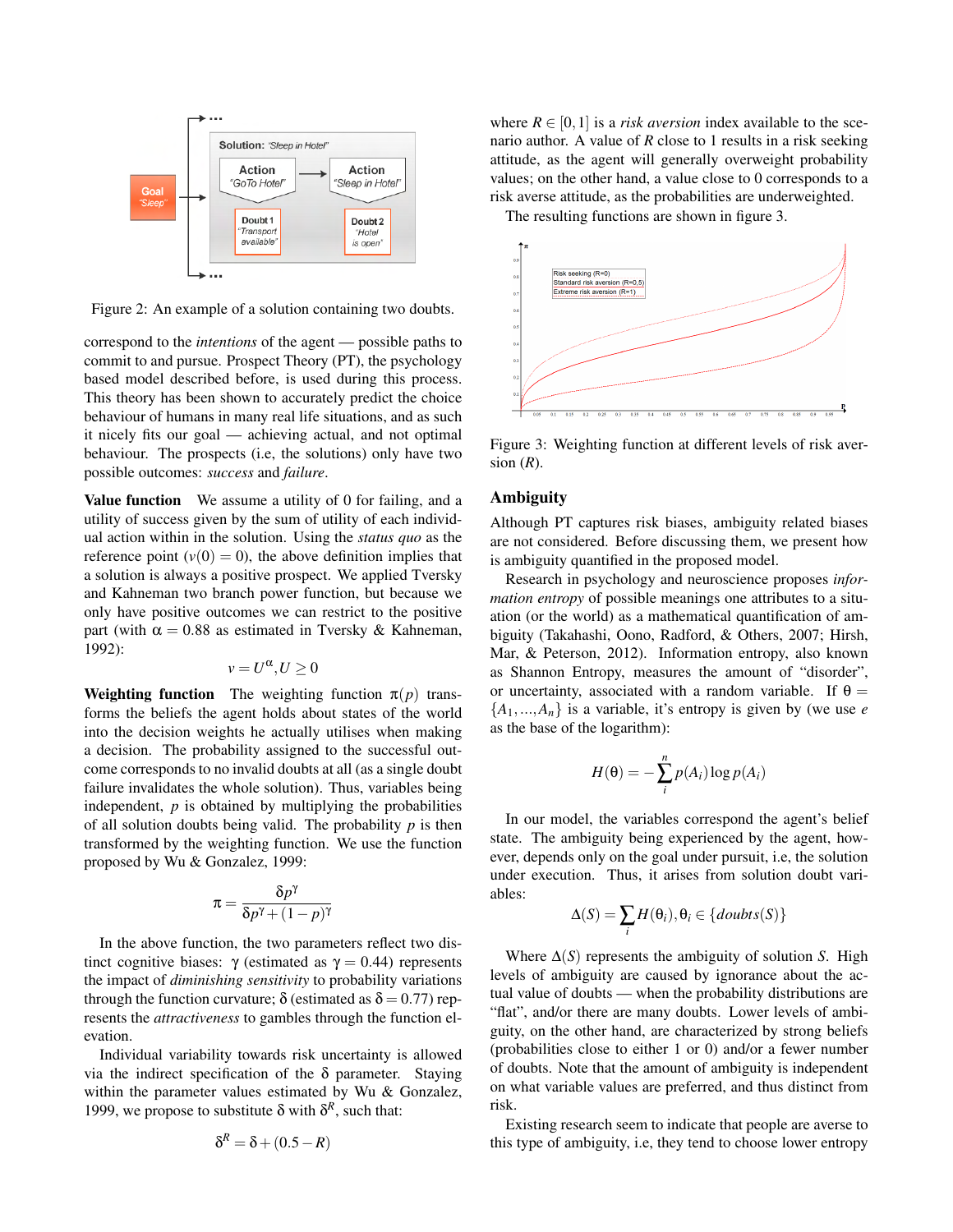Figure 2: An example of a solution containing two doubts.

correspond to the *intentions* of the agent — possible paths to commit to and pursue. Prospect Theory (PT), the psychology based model described before, is used during this process. This theory has been shown to accurately predict the choice behaviour of humans in many real life situations, and as such it nicely fits our goal — achieving actual, and not optimal behaviour. The prospects (i.e, the solutions) only have two possible outcomes: *success* and *failure*.

**Value function** We assume a utility of 0 for failing, and a utility of success given by the sum of utility of each individual action within in the solution. Using the *status quo* as the reference point ($v(0) = 0$), the above definition implies that a solution is always a positive prospect. We applied Tversky and Kahneman two branch power function, but because we only have positive outcomes we can restrict to the positive part (with $\alpha = 0.88$ as estimated in Tversky & Kahneman, 1992):

$$v = U^{\alpha}, U \geq 0$$

**Weighting function** The weighting function $\pi(p)$ transforms the beliefs the agent holds about states of the world into the decision weights he actually utilises when making a decision. The probability assigned to the successful outcome corresponds to no invalid doubts at all (as a single doubt failure invalidates the whole solution). Thus, variables being independent, $p$ is obtained by multiplying the probabilities of all solution doubts being valid. The probability $p$ is then transformed by the weighting function. We use the function proposed by Wu & Gonzalez, 1999:

$$\pi = \frac{\delta p^{\gamma}}{\delta p^{\gamma} + (1-p)^{\gamma}}$$

In the above function, the two parameters reflect two distinct cognitive biases: $\gamma$ (estimated as $\gamma = 0.44$) represents the impact of *diminishing sensitivity* to probability variations through the function curvature; $\delta$ (estimated as $\delta = 0.77$) represents the *attractiveness* to gambles through the function elevation.

Individual variability towards risk uncertainty is allowed via the indirect specification of the $\delta$ parameter. Staying within the parameter values estimated by Wu & Gonzalez, 1999, we propose to substitute $\delta$ with $\delta^R$, such that:

$$\delta^R = \delta + (0.5 - R)$$

where $R \in [0, 1]$ is a *risk aversion* index available to the scenario author. A value of $R$ close to 1 results in a risk seeking attitude, as the agent will generally overweight probability values; on the other hand, a value close to 0 corresponds to a risk averse attitude, as the probabilities are underweighted.

The resulting functions are shown in figure 3.

Figure 3: Weighting function at different levels of risk aversion ($R$).

## Ambiguity

Although PT captures risk biases, ambiguity related biases are not considered. Before discussing them, we present how is ambiguity quantified in the proposed model.

Research in psychology and neuroscience proposes *information entropy* of possible meanings one attributes to a situation (or the world) as a mathematical quantification of ambiguity (Takahashi, Oono, Radford, & Others, 2007; Hirsh, Mar, & Peterson, 2012). Information entropy, also known as Shannon Entropy, measures the amount of "disorder", or uncertainty, associated with a random variable. If $\theta = \{A_1, \ldots, A_n\}$ is a variable, it's entropy is given by (we use $e$ as the base of the logarithm):

$$H(\theta) = -\sum_{i}^{n} p(A_i) \log p(A_i)$$

In our model, the variables correspond the agent's belief state. The ambiguity being experienced by the agent, however, depends only on the goal under pursuit, i.e, the solution under execution. Thus, it arises from solution doubt variables:

$$\Delta(S) = \sum_{i} H(\theta_i), \theta_i \in \{doubts(S)\}$$

Where $\Delta(S)$ represents the ambiguity of solution $S$. High levels of ambiguity are caused by ignorance about the actual value of doubts — when the probability distributions are "flat", and/or there are many doubts. Lower levels of ambiguity, on the other hand, are characterized by strong beliefs (probabilities close to either 1 or 0) and/or a fewer number of doubts. Note that the amount of ambiguity is independent on what variable values are preferred, and thus distinct from risk.

Existing research seem to indicate that people are averse to this type of ambiguity, i.e, they tend to choose lower entropy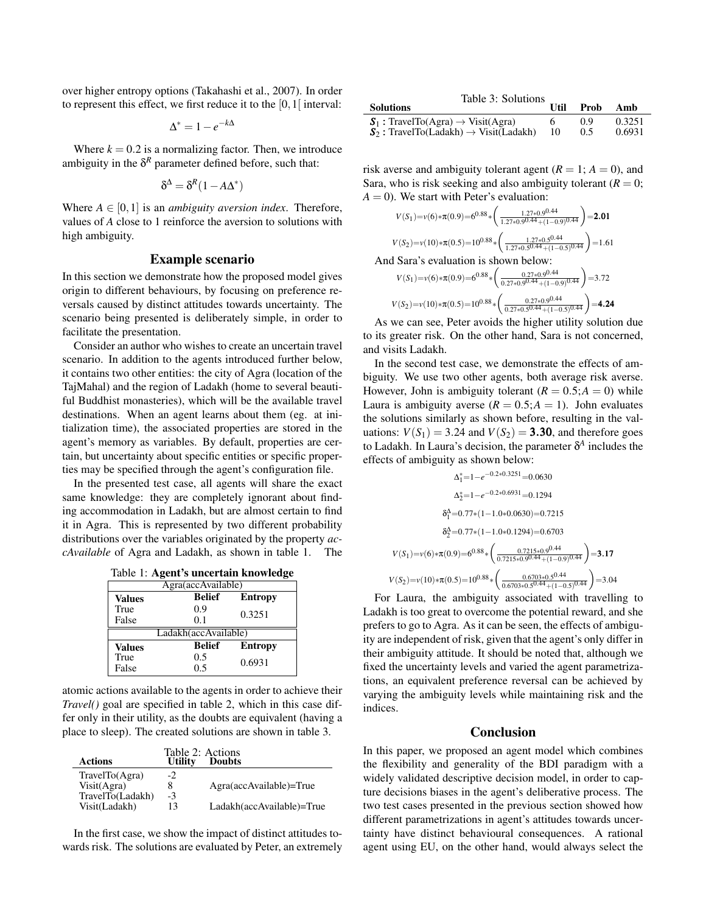over higher entropy options (Takahashi et al., 2007). In order to represent this effect, we first reduce it to the $[0,1[$ interval:

$$\Delta^* = 1 - e^{-k\Delta}$$

Where $k = 0.2$ is a normalizing factor. Then, we introduce ambiguity in the $\delta^R$ parameter defined before, such that:

$$\delta^{\Delta} = \delta^R (1 - A\Delta^*)$$

Where $A \in [0,1]$ is an *ambiguity aversion index*. Therefore, values of $A$ close to 1 reinforce the aversion to solutions with high ambiguity.

## Example scenario

In this section we demonstrate how the proposed model gives origin to different behaviours, by focusing on preference reversals caused by distinct attitudes towards uncertainty. The scenario being presented is deliberately simple, in order to facilitate the presentation.

Consider an author who wishes to create an uncertain travel scenario. In addition to the agents introduced further below, it contains two other entities: the city of Agra (location of the TajMahal) and the region of Ladakh (home to several beautiful Buddhist monasteries), which will be the available travel destinations. When an agent learns about them (eg. at initialization time), the associated properties are stored in the agent's memory as variables. By default, properties are certain, but uncertainty about specific entities or specific properties may be specified through the agent's configuration file.

In the presented test case, all agents will share the exact same knowledge: they are completely ignorant about finding accommodation in Ladakh, but are almost certain to find it in Agra. This is represented by two different probability distributions over the variables originated by the property *accAvailable* of Agra and Ladakh, as shown in table 1. The atomic actions available to the agents in order to achieve their *Travel()* goal are specified in table 2, which in this case differ only in their utility, as the doubts are equivalent (having a place to sleep). The created solutions are shown in table 3.

Table 1: **Agent's uncertain knowledge**

| Agra(accAvailable) | | |
|---|---|---|
| **Values** | **Belief** | **Entropy** |
| True | 0.9 | 0.3251 |
| False | 0.1 | |

| Ladakh(accAvailable) | | |
|---|---|---|
| **Values** | **Belief** | **Entropy** |
| True | 0.5 | 0.6931 |
| False | 0.5 | |

Table 2: Actions

| Actions | Utility | Doubts |
|---|---|---|
| TravelTo(Agra) | -2 | |
| Visit(Agra) | 8 | Agra(accAvailable)=True |
| TravelTo(Ladakh) | -3 | |
| Visit(Ladakh) | 13 | Ladakh(accAvailable)=True |

In the first case, we show the impact of distinct attitudes towards risk. The solutions are evaluated by Peter, an extremely risk averse and ambiguity tolerant agent ($R = 1$; $A = 0$), and Sara, who is risk seeking and also ambiguity tolerant ($R = 0$; $A = 0$). We start with Peter's evaluation:

Table 3: Solutions

| Solutions | Util | Prob | Amb |
|---|---|---|---|
| $\boldsymbol{S}_1$ : TravelTo(Agra) → Visit(Agra) | 6 | 0.9 | 0.3251 |
| $\boldsymbol{S}_2$ : TravelTo(Ladakh) → Visit(Ladakh) | 10 | 0.5 | 0.6931 |

$$V(S_1)=v(6)*\pi(0.9)=6^{0.88}*\left(\frac{1.27*0.9^{0.44}}{1.27*0.9^{0.44}+(1-0.9)^{0.44}}\right)=\mathbf{2.01}$$

$$V(S_2)=v(10)*\pi(0.5)=10^{0.88}*\left(\frac{1.27*0.5^{0.44}}{1.27*0.5^{0.44}+(1-0.5)^{0.44}}\right)=1.61$$

And Sara's evaluation is shown below:

$$V(S_1)=v(6)*\pi(0.9)=6^{0.88}*\left(\frac{0.27*0.9^{0.44}}{0.27*0.9^{0.44}+(1-0.9)^{0.44}}\right)=3.72$$

$$V(S_2)=v(10)*\pi(0.5)=10^{0.88}*\left(\frac{0.27*0.9^{0.44}}{0.27*0.5^{0.44}+(1-0.5)^{0.44}}\right)=\mathbf{4.24}$$

As we can see, Peter avoids the higher utility solution due to its greater risk. On the other hand, Sara is not concerned, and visits Ladakh.

In the second test case, we demonstrate the effects of ambiguity. We use two other agents, both average risk averse. However, John is ambiguity tolerant ($R = 0.5; A = 0$) while Laura is ambiguity averse ($R = 0.5; A = 1$). John evaluates the solutions similarly as shown before, resulting in the valuations: $V(S_1) = 3.24$ and $V(S_2) = \mathbf{3.30}$, and therefore goes to Ladakh. In Laura's decision, the parameter $\delta^A$ includes the effects of ambiguity as shown below:

$$\Delta_1^*=1-e^{-0.2*0.3251}=0.0630$$

$$\Delta_2^*=1-e^{-0.2*0.6931}=0.1294$$

$$\delta_1^{\Delta}=0.77*(1-1.0*0.0630)=0.7215$$

$$\delta_2^{\Delta}=0.77*(1-1.0*0.1294)=0.6703$$

$$V(S_1)=v(6)*\pi(0.9)=6^{0.88}*\left(\frac{0.7215*0.9^{0.44}}{0.7215*0.9^{0.44}+(1-0.9)^{0.44}}\right)=\mathbf{3.17}$$

$$V(S_2)=v(10)*\pi(0.5)=10^{0.88}*\left(\frac{0.6703*0.5^{0.44}}{0.6703*0.5^{0.44}+(1-0.5)^{0.44}}\right)=3.04$$

For Laura, the ambiguity associated with travelling to Ladakh is too great to overcome the potential reward, and she prefers to go to Agra. As it can be seen, the effects of ambiguity are independent of risk, given that the agent's only differ in their ambiguity attitude. It should be noted that, although we fixed the uncertainty levels and varied the agent parametrizations, an equivalent preference reversal can be achieved by varying the ambiguity levels while maintaining risk and the indices.

## Conclusion

In this paper, we proposed an agent model which combines the flexibility and generality of the BDI paradigm with a widely validated descriptive decision model, in order to capture decisions biases in the agent's deliberative process. The two test cases presented in the previous section showed how different parametrizations in agent's attitudes towards uncertainty have distinct behavioural consequences. A rational agent using EU, on the other hand, would always select the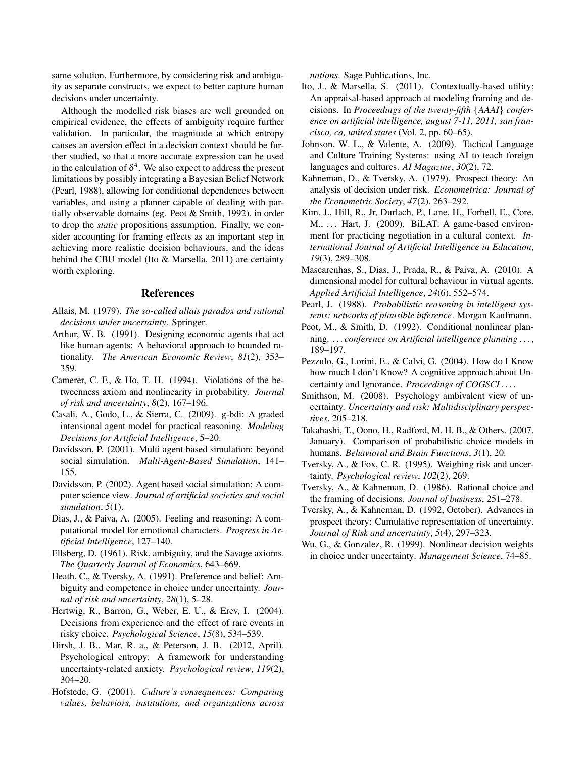same solution. Furthermore, by considering risk and ambiguity as separate constructs, we expect to better capture human decisions under uncertainty.

Although the modelled risk biases are well grounded on empirical evidence, the effects of ambiguity require further validation. In particular, the magnitude at which entropy causes an aversion effect in a decision context should be further studied, so that a more accurate expression can be used in the calculation of $\delta^A$. We also expect to address the present limitations by possibly integrating a Bayesian Belief Network (Pearl, 1988), allowing for conditional dependences between variables, and using a planner capable of dealing with partially observable domains (eg. Peot & Smith, 1992), in order to drop the *static* propositions assumption. Finally, we consider accounting for framing effects as an important step in achieving more realistic decision behaviours, and the ideas behind the CBU model (Ito & Marsella, 2011) are certainty worth exploring.

## References

Allais, M. (1979). *The so-called allais paradox and rational decisions under uncertainty*. Springer.

Arthur, W. B. (1991). Designing economic agents that act like human agents: A behavioral approach to bounded rationality. *The American Economic Review*, *81*(2), 353–359.

Camerer, C. F., & Ho, T. H. (1994). Violations of the betweenness axiom and nonlinearity in probability. *Journal of risk and uncertainty*, *8*(2), 167–196.

Casali, A., Godo, L., & Sierra, C. (2009). g-bdi: A graded intensional agent model for practical reasoning. *Modeling Decisions for Artificial Intelligence*, 5–20.

Davidsson, P. (2001). Multi agent based simulation: beyond social simulation. *Multi-Agent-Based Simulation*, 141–155.

Davidsson, P. (2002). Agent based social simulation: A computer science view. *Journal of artificial societies and social simulation*, *5*(1).

Dias, J., & Paiva, A. (2005). Feeling and reasoning: A computational model for emotional characters. *Progress in Artificial Intelligence*, 127–140.

Ellsberg, D. (1961). Risk, ambiguity, and the Savage axioms. *The Quarterly Journal of Economics*, 643–669.

Heath, C., & Tversky, A. (1991). Preference and belief: Ambiguity and competence in choice under uncertainty. *Journal of risk and uncertainty*, *28*(1), 5–28.

Hertwig, R., Barron, G., Weber, E. U., & Erev, I. (2004). Decisions from experience and the effect of rare events in risky choice. *Psychological Science*, *15*(8), 534–539.

Hirsh, J. B., Mar, R. a., & Peterson, J. B. (2012, April). Psychological entropy: A framework for understanding uncertainty-related anxiety. *Psychological review*, *119*(2), 304–20.

Hofstede, G. (2001). *Culture's consequences: Comparing values, behaviors, institutions, and organizations across nations*. Sage Publications, Inc.

Ito, J., & Marsella, S. (2011). Contextually-based utility: An appraisal-based approach at modeling framing and decisions. In *Proceedings of the twenty-fifth {AAAI} conference on artificial intelligence, august 7-11, 2011, san francisco, ca, united states* (Vol. 2, pp. 60–65).

Johnson, W. L., & Valente, A. (2009). Tactical Language and Culture Training Systems: using AI to teach foreign languages and cultures. *AI Magazine*, *30*(2), 72.

Kahneman, D., & Tversky, A. (1979). Prospect theory: An analysis of decision under risk. *Econometrica: Journal of the Econometric Society*, *47*(2), 263–292.

Kim, J., Hill, R., Jr, Durlach, P., Lane, H., Forbell, E., Core, M., ... Hart, J. (2009). BiLAT: A game-based environment for practicing negotiation in a cultural context. *International Journal of Artificial Intelligence in Education*, *19*(3), 289–308.

Mascarenhas, S., Dias, J., Prada, R., & Paiva, A. (2010). A dimensional model for cultural behaviour in virtual agents. *Applied Artificial Intelligence*, *24*(6), 552–574.

Pearl, J. (1988). *Probabilistic reasoning in intelligent systems: networks of plausible inference*. Morgan Kaufmann.

Peot, M., & Smith, D. (1992). Conditional nonlinear planning. *... conference on Artificial intelligence planning ...*, 189–197.

Pezzulo, G., Lorini, E., & Calvi, G. (2004). How do I Know how much I don't Know? A cognitive approach about Uncertainty and Ignorance. *Proceedings of COGSCI ...*.

Smithson, M. (2008). Psychology ambivalent view of uncertainty. *Uncertainty and risk: Multidisciplinary perspectives*, 205–218.

Takahashi, T., Oono, H., Radford, M. H. B., & Others. (2007, January). Comparison of probabilistic choice models in humans. *Behavioral and Brain Functions*, *3*(1), 20.

Tversky, A., & Fox, C. R. (1995). Weighing risk and uncertainty. *Psychological review*, *102*(2), 269.

Tversky, A., & Kahneman, D. (1986). Rational choice and the framing of decisions. *Journal of business*, 251–278.

Tversky, A., & Kahneman, D. (1992, October). Advances in prospect theory: Cumulative representation of uncertainty. *Journal of Risk and uncertainty*, *5*(4), 297–323.

Wu, G., & Gonzalez, R. (1999). Nonlinear decision weights in choice under uncertainty. *Management Science*, 74–85.